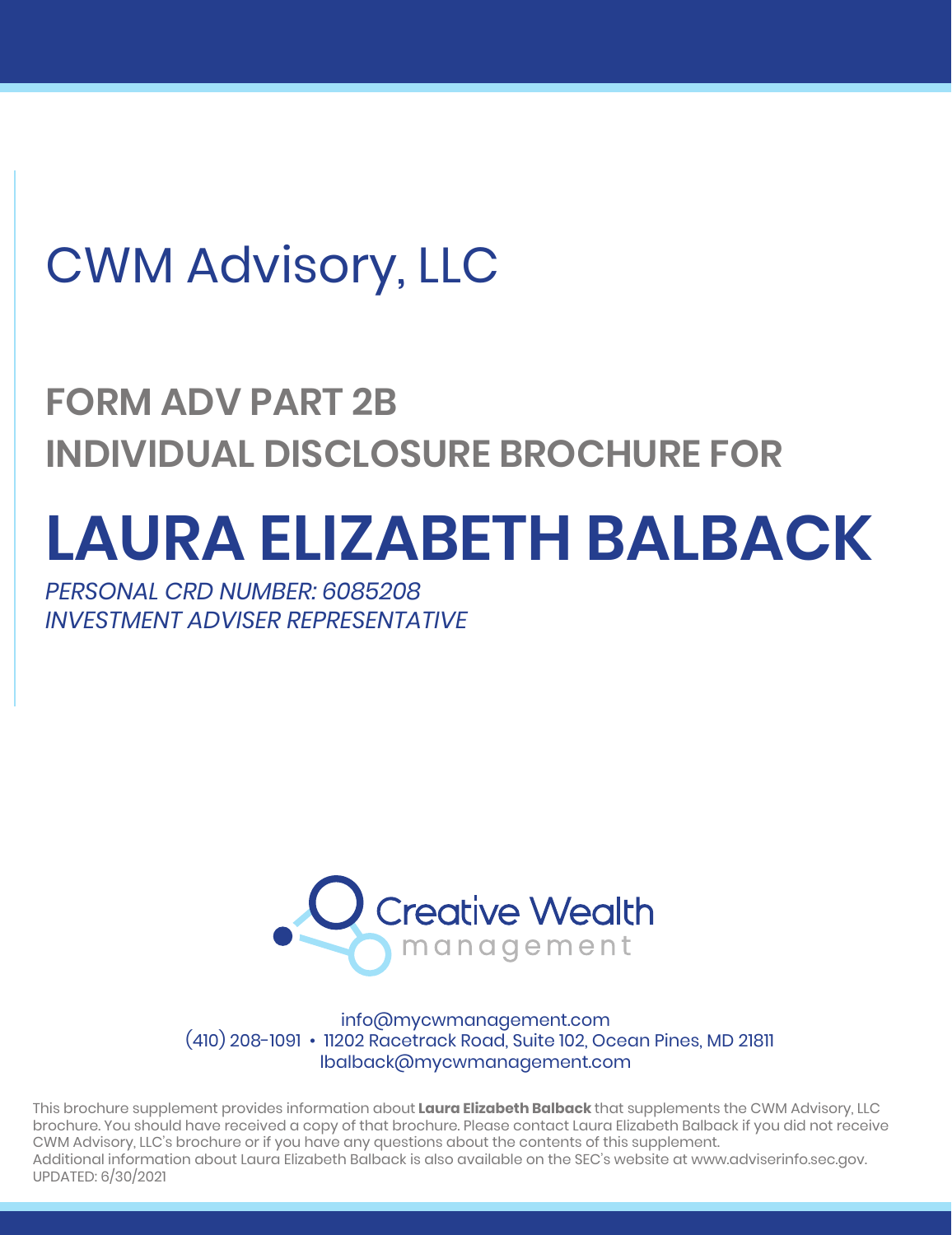# CWM Advisory, LLC

## FORM ADV PART 2B
## INDIVIDUAL DISCLOSURE BROCHURE FOR

# LAURA ELIZABETH BALBACK

*PERSONAL CRD NUMBER: 6085208*
*INVESTMENT ADVISER REPRESENTATIVE*

Creative Wealth management

info@mycwmanagement.com
(410) 208-1091 • 11202 Racetrack Road, Suite 102, Ocean Pines, MD 21811
lbalback@mycwmanagement.com

This brochure supplement provides information about **Laura Elizabeth Balback** that supplements the CWM Advisory, LLC brochure. You should have received a copy of that brochure. Please contact Laura Elizabeth Balback if you did not receive CWM Advisory, LLC's brochure or if you have any questions about the contents of this supplement.
Additional information about Laura Elizabeth Balback is also available on the SEC's website at www.adviserinfo.sec.gov.
UPDATED: 6/30/2021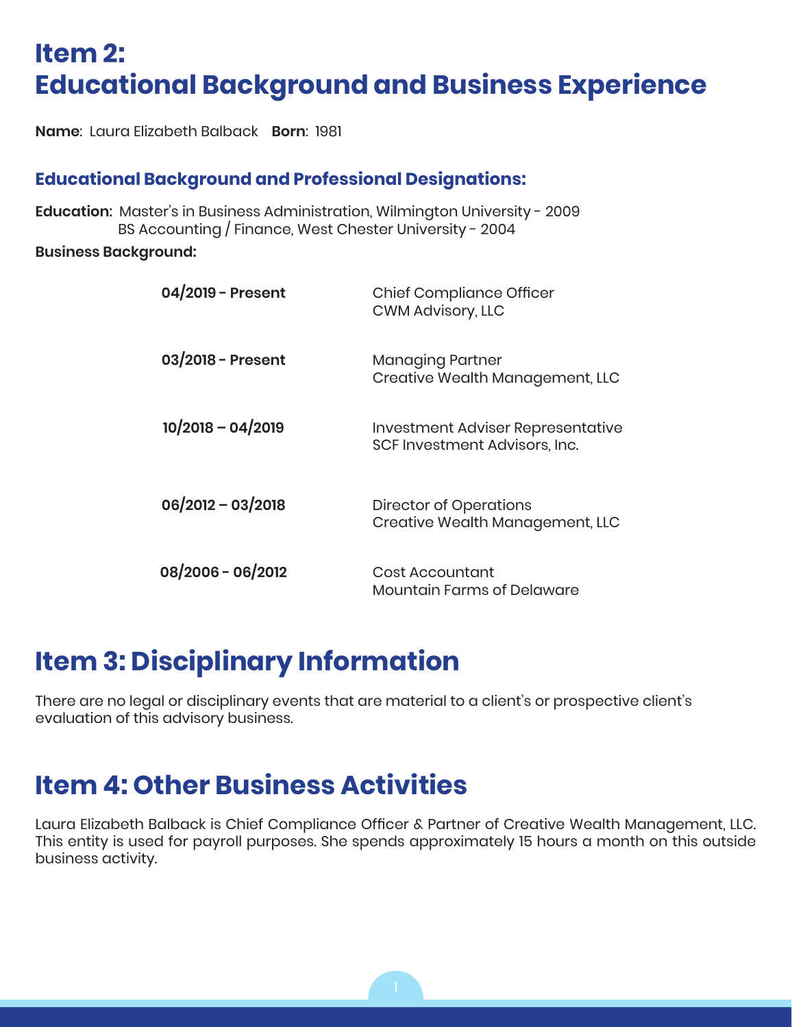# Item 2: Educational Background and Business Experience

**Name**: Laura Elizabeth Balback **Born**: 1981

### Educational Background and Professional Designations:

**Education:** Master's in Business Administration, Wilmington University - 2009
BS Accounting / Finance, West Chester University - 2004

**Business Background:**

| | |
|---|---|
| **04/2019 - Present** | Chief Compliance Officer<br>CWM Advisory, LLC |
| **03/2018 - Present** | Managing Partner<br>Creative Wealth Management, LLC |
| **10/2018 – 04/2019** | Investment Adviser Representative<br>SCF Investment Advisors, Inc. |
| **06/2012 – 03/2018** | Director of Operations<br>Creative Wealth Management, LLC |
| **08/2006 - 06/2012** | Cost Accountant<br>Mountain Farms of Delaware |

# Item 3: Disciplinary Information

There are no legal or disciplinary events that are material to a client's or prospective client's evaluation of this advisory business.

# Item 4: Other Business Activities

Laura Elizabeth Balback is Chief Compliance Officer & Partner of Creative Wealth Management, LLC. This entity is used for payroll purposes. She spends approximately 15 hours a month on this outside business activity.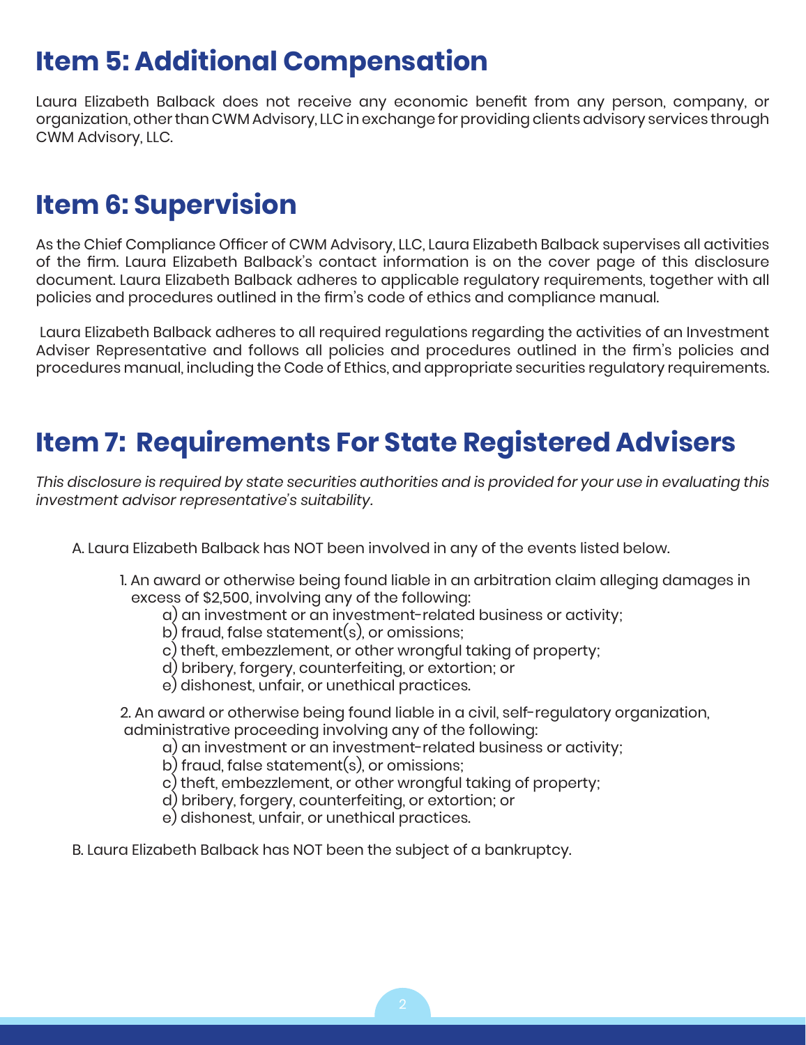## Item 5: Additional Compensation

Laura Elizabeth Balback does not receive any economic benefit from any person, company, or organization, other than CWM Advisory, LLC in exchange for providing clients advisory services through CWM Advisory, LLC.

## Item 6: Supervision

As the Chief Compliance Officer of CWM Advisory, LLC, Laura Elizabeth Balback supervises all activities of the firm. Laura Elizabeth Balback's contact information is on the cover page of this disclosure document. Laura Elizabeth Balback adheres to applicable regulatory requirements, together with all policies and procedures outlined in the firm's code of ethics and compliance manual.

Laura Elizabeth Balback adheres to all required regulations regarding the activities of an Investment Adviser Representative and follows all policies and procedures outlined in the firm's policies and procedures manual, including the Code of Ethics, and appropriate securities regulatory requirements.

## Item 7: Requirements For State Registered Advisers

*This disclosure is required by state securities authorities and is provided for your use in evaluating this investment advisor representative's suitability.*

A. Laura Elizabeth Balback has NOT been involved in any of the events listed below.

1. An award or otherwise being found liable in an arbitration claim alleging damages in excess of $2,500, involving any of the following:
   a) an investment or an investment-related business or activity;
   b) fraud, false statement(s), or omissions;
   c) theft, embezzlement, or other wrongful taking of property;
   d) bribery, forgery, counterfeiting, or extortion; or
   e) dishonest, unfair, or unethical practices.

2. An award or otherwise being found liable in a civil, self-regulatory organization, administrative proceeding involving any of the following:
   a) an investment or an investment-related business or activity;
   b) fraud, false statement(s), or omissions;
   c) theft, embezzlement, or other wrongful taking of property;
   d) bribery, forgery, counterfeiting, or extortion; or
   e) dishonest, unfair, or unethical practices.

B. Laura Elizabeth Balback has NOT been the subject of a bankruptcy.